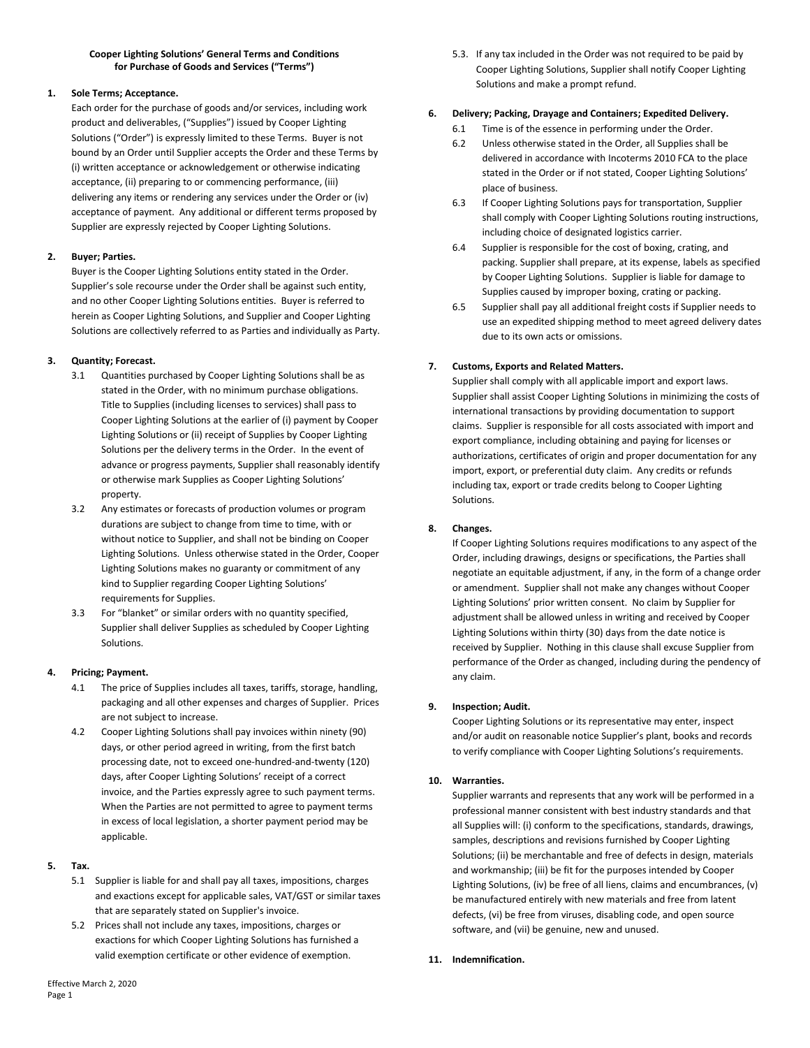**Cooper Lighting Solutions' General Terms and Conditions for Purchase of Goods and Services ("Terms")**

**1. Sole Terms; Acceptance.**

Each order for the purchase of goods and/or services, including work product and deliverables, ("Supplies") issued by Cooper Lighting Solutions ("Order") is expressly limited to these Terms. Buyer is not bound by an Order until Supplier accepts the Order and these Terms by (i) written acceptance or acknowledgement or otherwise indicating acceptance, (ii) preparing to or commencing performance, (iii) delivering any items or rendering any services under the Order or (iv) acceptance of payment. Any additional or different terms proposed by Supplier are expressly rejected by Cooper Lighting Solutions.

**2. Buyer; Parties.**

Buyer is the Cooper Lighting Solutions entity stated in the Order. Supplier's sole recourse under the Order shall be against such entity, and no other Cooper Lighting Solutions entities. Buyer is referred to herein as Cooper Lighting Solutions, and Supplier and Cooper Lighting Solutions are collectively referred to as Parties and individually as Party.

**3. Quantity; Forecast.**

3.1 Quantities purchased by Cooper Lighting Solutions shall be as stated in the Order, with no minimum purchase obligations. Title to Supplies (including licenses to services) shall pass to Cooper Lighting Solutions at the earlier of (i) payment by Cooper Lighting Solutions or (ii) receipt of Supplies by Cooper Lighting Solutions per the delivery terms in the Order. In the event of advance or progress payments, Supplier shall reasonably identify or otherwise mark Supplies as Cooper Lighting Solutions' property.

3.2 Any estimates or forecasts of production volumes or program durations are subject to change from time to time, with or without notice to Supplier, and shall not be binding on Cooper Lighting Solutions. Unless otherwise stated in the Order, Cooper Lighting Solutions makes no guaranty or commitment of any kind to Supplier regarding Cooper Lighting Solutions' requirements for Supplies.

3.3 For "blanket" or similar orders with no quantity specified, Supplier shall deliver Supplies as scheduled by Cooper Lighting Solutions.

**4. Pricing; Payment.**

4.1 The price of Supplies includes all taxes, tariffs, storage, handling, packaging and all other expenses and charges of Supplier. Prices are not subject to increase.

4.2 Cooper Lighting Solutions shall pay invoices within ninety (90) days, or other period agreed in writing, from the first batch processing date, not to exceed one-hundred-and-twenty (120) days, after Cooper Lighting Solutions' receipt of a correct invoice, and the Parties expressly agree to such payment terms. When the Parties are not permitted to agree to payment terms in excess of local legislation, a shorter payment period may be applicable.

**5. Tax.**

5.1 Supplier is liable for and shall pay all taxes, impositions, charges and exactions except for applicable sales, VAT/GST or similar taxes that are separately stated on Supplier's invoice.

5.2 Prices shall not include any taxes, impositions, charges or exactions for which Cooper Lighting Solutions has furnished a valid exemption certificate or other evidence of exemption.

5.3. If any tax included in the Order was not required to be paid by Cooper Lighting Solutions, Supplier shall notify Cooper Lighting Solutions and make a prompt refund.

**6. Delivery; Packing, Drayage and Containers; Expedited Delivery.**

6.1 Time is of the essence in performing under the Order.

6.2 Unless otherwise stated in the Order, all Supplies shall be delivered in accordance with Incoterms 2010 FCA to the place stated in the Order or if not stated, Cooper Lighting Solutions' place of business.

6.3 If Cooper Lighting Solutions pays for transportation, Supplier shall comply with Cooper Lighting Solutions routing instructions, including choice of designated logistics carrier.

6.4 Supplier is responsible for the cost of boxing, crating, and packing. Supplier shall prepare, at its expense, labels as specified by Cooper Lighting Solutions. Supplier is liable for damage to Supplies caused by improper boxing, crating or packing.

6.5 Supplier shall pay all additional freight costs if Supplier needs to use an expedited shipping method to meet agreed delivery dates due to its own acts or omissions.

**7. Customs, Exports and Related Matters.**

Supplier shall comply with all applicable import and export laws. Supplier shall assist Cooper Lighting Solutions in minimizing the costs of international transactions by providing documentation to support claims. Supplier is responsible for all costs associated with import and export compliance, including obtaining and paying for licenses or authorizations, certificates of origin and proper documentation for any import, export, or preferential duty claim. Any credits or refunds including tax, export or trade credits belong to Cooper Lighting Solutions.

**8. Changes.**

If Cooper Lighting Solutions requires modifications to any aspect of the Order, including drawings, designs or specifications, the Parties shall negotiate an equitable adjustment, if any, in the form of a change order or amendment. Supplier shall not make any changes without Cooper Lighting Solutions' prior written consent. No claim by Supplier for adjustment shall be allowed unless in writing and received by Cooper Lighting Solutions within thirty (30) days from the date notice is received by Supplier. Nothing in this clause shall excuse Supplier from performance of the Order as changed, including during the pendency of any claim.

**9. Inspection; Audit.**

Cooper Lighting Solutions or its representative may enter, inspect and/or audit on reasonable notice Supplier's plant, books and records to verify compliance with Cooper Lighting Solutions's requirements.

**10. Warranties.**

Supplier warrants and represents that any work will be performed in a professional manner consistent with best industry standards and that all Supplies will: (i) conform to the specifications, standards, drawings, samples, descriptions and revisions furnished by Cooper Lighting Solutions; (ii) be merchantable and free of defects in design, materials and workmanship; (iii) be fit for the purposes intended by Cooper Lighting Solutions, (iv) be free of all liens, claims and encumbrances, (v) be manufactured entirely with new materials and free from latent defects, (vi) be free from viruses, disabling code, and open source software, and (vii) be genuine, new and unused.

**11. Indemnification.**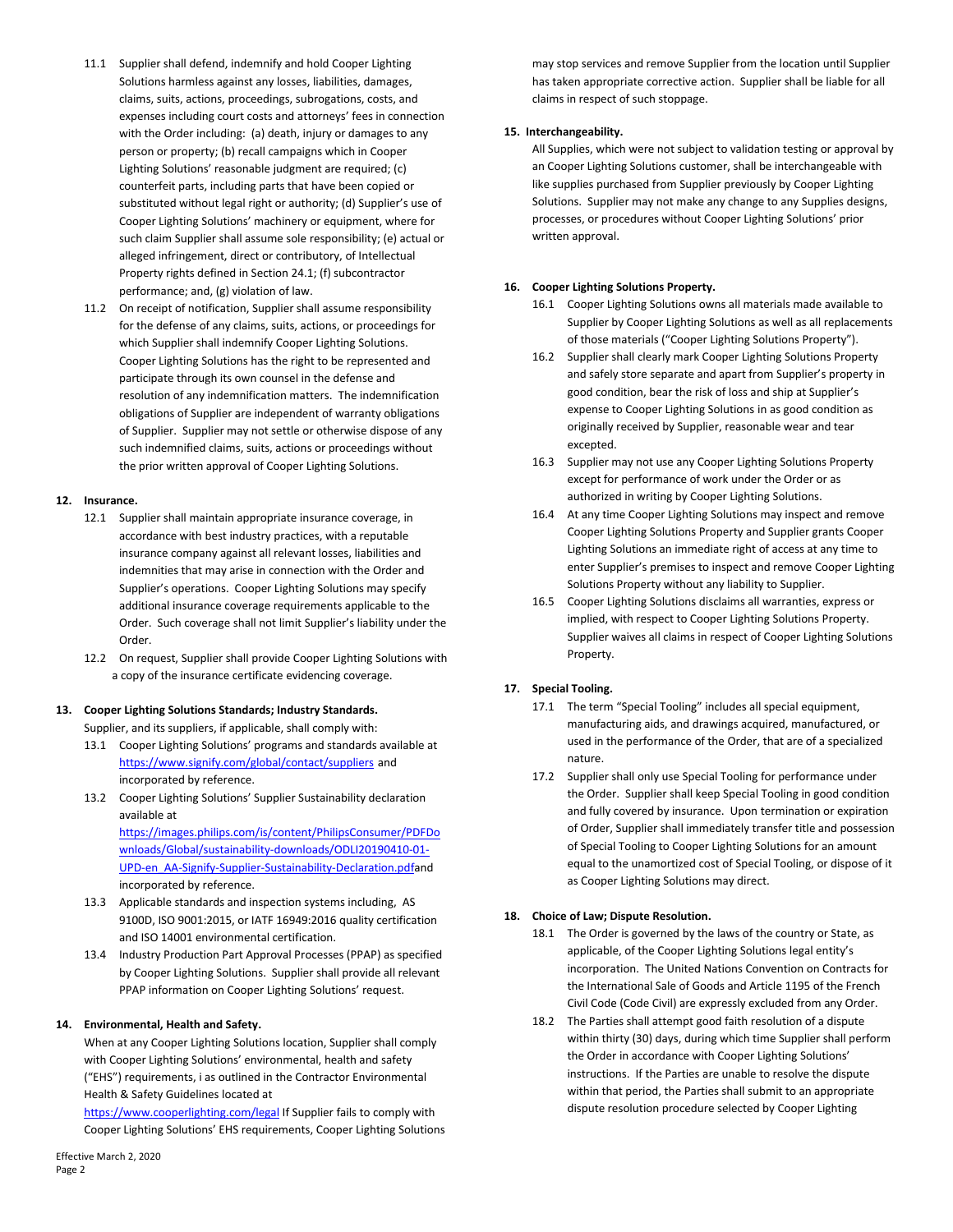11.1 Supplier shall defend, indemnify and hold Cooper Lighting Solutions harmless against any losses, liabilities, damages, claims, suits, actions, proceedings, subrogations, costs, and expenses including court costs and attorneys' fees in connection with the Order including: (a) death, injury or damages to any person or property; (b) recall campaigns which in Cooper Lighting Solutions' reasonable judgment are required; (c) counterfeit parts, including parts that have been copied or substituted without legal right or authority; (d) Supplier's use of Cooper Lighting Solutions' machinery or equipment, where for such claim Supplier shall assume sole responsibility; (e) actual or alleged infringement, direct or contributory, of Intellectual Property rights defined in Section 24.1; (f) subcontractor performance; and, (g) violation of law.

11.2 On receipt of notification, Supplier shall assume responsibility for the defense of any claims, suits, actions, or proceedings for which Supplier shall indemnify Cooper Lighting Solutions. Cooper Lighting Solutions has the right to be represented and participate through its own counsel in the defense and resolution of any indemnification matters. The indemnification obligations of Supplier are independent of warranty obligations of Supplier. Supplier may not settle or otherwise dispose of any such indemnified claims, suits, actions or proceedings without the prior written approval of Cooper Lighting Solutions.

**12. Insurance.**

12.1 Supplier shall maintain appropriate insurance coverage, in accordance with best industry practices, with a reputable insurance company against all relevant losses, liabilities and indemnities that may arise in connection with the Order and Supplier's operations. Cooper Lighting Solutions may specify additional insurance coverage requirements applicable to the Order. Such coverage shall not limit Supplier's liability under the Order.

12.2 On request, Supplier shall provide Cooper Lighting Solutions with a copy of the insurance certificate evidencing coverage.

**13. Cooper Lighting Solutions Standards; Industry Standards.**

Supplier, and its suppliers, if applicable, shall comply with:

13.1 Cooper Lighting Solutions' programs and standards available at https://www.signify.com/global/contact/suppliers and incorporated by reference.

13.2 Cooper Lighting Solutions' Supplier Sustainability declaration available at https://images.philips.com/is/content/PhilipsConsumer/PDFDownloads/Global/sustainability-downloads/ODLI20190410-01-UPD-en_AA-Signify-Supplier-Sustainability-Declaration.pdfand incorporated by reference.

13.3 Applicable standards and inspection systems including, AS 9100D, ISO 9001:2015, or IATF 16949:2016 quality certification and ISO 14001 environmental certification.

13.4 Industry Production Part Approval Processes (PPAP) as specified by Cooper Lighting Solutions. Supplier shall provide all relevant PPAP information on Cooper Lighting Solutions' request.

**14. Environmental, Health and Safety.**

When at any Cooper Lighting Solutions location, Supplier shall comply with Cooper Lighting Solutions' environmental, health and safety ("EHS") requirements, i as outlined in the Contractor Environmental Health & Safety Guidelines located at https://www.cooperlighting.com/legal If Supplier fails to comply with Cooper Lighting Solutions' EHS requirements, Cooper Lighting Solutions may stop services and remove Supplier from the location until Supplier has taken appropriate corrective action. Supplier shall be liable for all claims in respect of such stoppage.

**15. Interchangeability.**

All Supplies, which were not subject to validation testing or approval by an Cooper Lighting Solutions customer, shall be interchangeable with like supplies purchased from Supplier previously by Cooper Lighting Solutions. Supplier may not make any change to any Supplies designs, processes, or procedures without Cooper Lighting Solutions' prior written approval.

**16. Cooper Lighting Solutions Property.**

16.1 Cooper Lighting Solutions owns all materials made available to Supplier by Cooper Lighting Solutions as well as all replacements of those materials ("Cooper Lighting Solutions Property").

16.2 Supplier shall clearly mark Cooper Lighting Solutions Property and safely store separate and apart from Supplier's property in good condition, bear the risk of loss and ship at Supplier's expense to Cooper Lighting Solutions in as good condition as originally received by Supplier, reasonable wear and tear excepted.

16.3 Supplier may not use any Cooper Lighting Solutions Property except for performance of work under the Order or as authorized in writing by Cooper Lighting Solutions.

16.4 At any time Cooper Lighting Solutions may inspect and remove Cooper Lighting Solutions Property and Supplier grants Cooper Lighting Solutions an immediate right of access at any time to enter Supplier's premises to inspect and remove Cooper Lighting Solutions Property without any liability to Supplier.

16.5 Cooper Lighting Solutions disclaims all warranties, express or implied, with respect to Cooper Lighting Solutions Property. Supplier waives all claims in respect of Cooper Lighting Solutions Property.

**17. Special Tooling.**

17.1 The term "Special Tooling" includes all special equipment, manufacturing aids, and drawings acquired, manufactured, or used in the performance of the Order, that are of a specialized nature.

17.2 Supplier shall only use Special Tooling for performance under the Order. Supplier shall keep Special Tooling in good condition and fully covered by insurance. Upon termination or expiration of Order, Supplier shall immediately transfer title and possession of Special Tooling to Cooper Lighting Solutions for an amount equal to the unamortized cost of Special Tooling, or dispose of it as Cooper Lighting Solutions may direct.

**18. Choice of Law; Dispute Resolution.**

18.1 The Order is governed by the laws of the country or State, as applicable, of the Cooper Lighting Solutions legal entity's incorporation. The United Nations Convention on Contracts for the International Sale of Goods and Article 1195 of the French Civil Code (Code Civil) are expressly excluded from any Order.

18.2 The Parties shall attempt good faith resolution of a dispute within thirty (30) days, during which time Supplier shall perform the Order in accordance with Cooper Lighting Solutions' instructions. If the Parties are unable to resolve the dispute within that period, the Parties shall submit to an appropriate dispute resolution procedure selected by Cooper Lighting

Effective March 2, 2020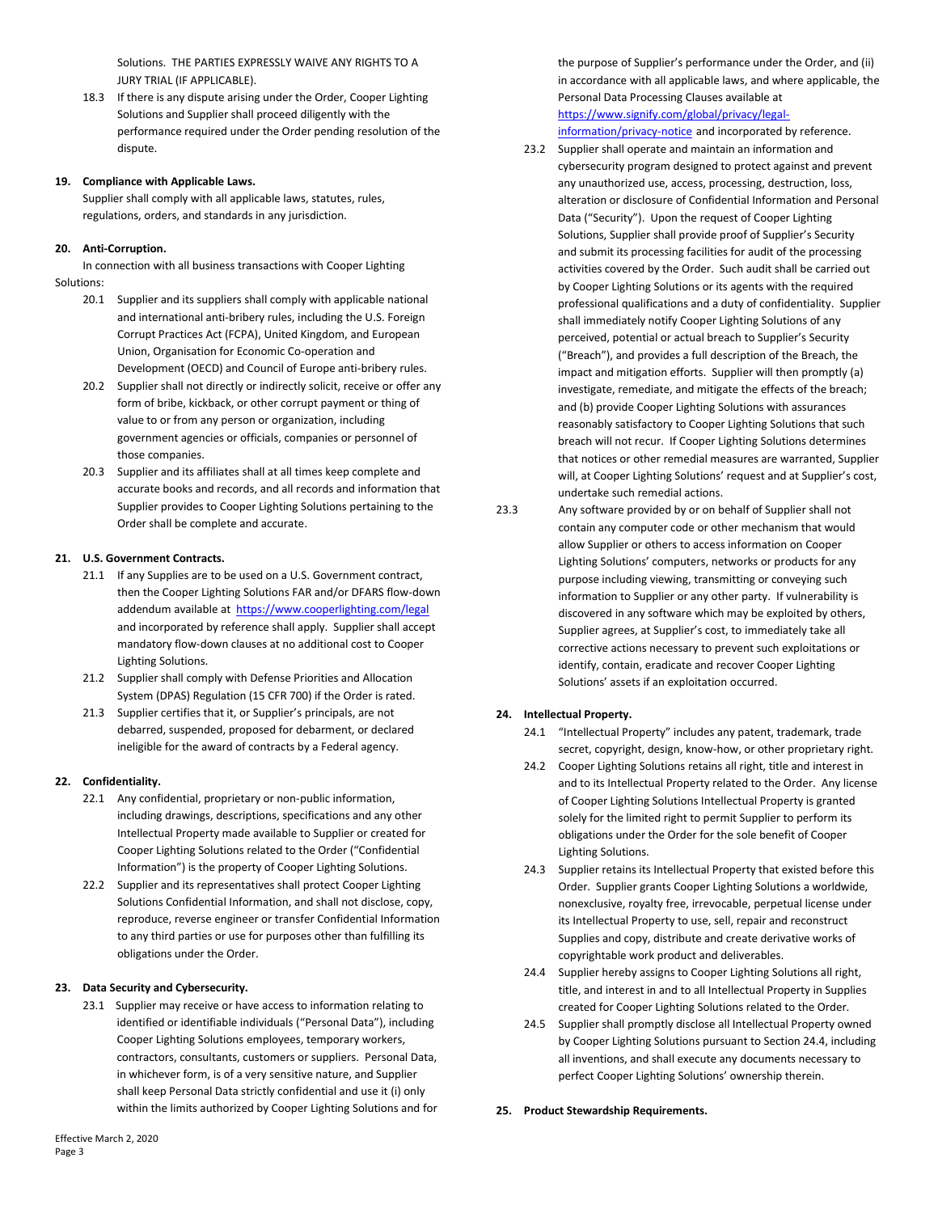Solutions. THE PARTIES EXPRESSLY WAIVE ANY RIGHTS TO A JURY TRIAL (IF APPLICABLE).

18.3 If there is any dispute arising under the Order, Cooper Lighting Solutions and Supplier shall proceed diligently with the performance required under the Order pending resolution of the dispute.

**19. Compliance with Applicable Laws.**

Supplier shall comply with all applicable laws, statutes, rules, regulations, orders, and standards in any jurisdiction.

**20. Anti-Corruption.**

In connection with all business transactions with Cooper Lighting Solutions:

20.1 Supplier and its suppliers shall comply with applicable national and international anti-bribery rules, including the U.S. Foreign Corrupt Practices Act (FCPA), United Kingdom, and European Union, Organisation for Economic Co-operation and Development (OECD) and Council of Europe anti-bribery rules.

20.2 Supplier shall not directly or indirectly solicit, receive or offer any form of bribe, kickback, or other corrupt payment or thing of value to or from any person or organization, including government agencies or officials, companies or personnel of those companies.

20.3 Supplier and its affiliates shall at all times keep complete and accurate books and records, and all records and information that Supplier provides to Cooper Lighting Solutions pertaining to the Order shall be complete and accurate.

**21. U.S. Government Contracts.**

21.1 If any Supplies are to be used on a U.S. Government contract, then the Cooper Lighting Solutions FAR and/or DFARS flow-down addendum available at https://www.cooperlighting.com/legal and incorporated by reference shall apply. Supplier shall accept mandatory flow-down clauses at no additional cost to Cooper Lighting Solutions.

21.2 Supplier shall comply with Defense Priorities and Allocation System (DPAS) Regulation (15 CFR 700) if the Order is rated.

21.3 Supplier certifies that it, or Supplier's principals, are not debarred, suspended, proposed for debarment, or declared ineligible for the award of contracts by a Federal agency.

**22. Confidentiality.**

22.1 Any confidential, proprietary or non-public information, including drawings, descriptions, specifications and any other Intellectual Property made available to Supplier or created for Cooper Lighting Solutions related to the Order ("Confidential Information") is the property of Cooper Lighting Solutions.

22.2 Supplier and its representatives shall protect Cooper Lighting Solutions Confidential Information, and shall not disclose, copy, reproduce, reverse engineer or transfer Confidential Information to any third parties or use for purposes other than fulfilling its obligations under the Order.

**23. Data Security and Cybersecurity.**

23.1 Supplier may receive or have access to information relating to identified or identifiable individuals ("Personal Data"), including Cooper Lighting Solutions employees, temporary workers, contractors, consultants, customers or suppliers. Personal Data, in whichever form, is of a very sensitive nature, and Supplier shall keep Personal Data strictly confidential and use it (i) only within the limits authorized by Cooper Lighting Solutions and for the purpose of Supplier's performance under the Order, and (ii) in accordance with all applicable laws, and where applicable, the Personal Data Processing Clauses available at https://www.signify.com/global/privacy/legal-information/privacy-notice and incorporated by reference.

23.2 Supplier shall operate and maintain an information and cybersecurity program designed to protect against and prevent any unauthorized use, access, processing, destruction, loss, alteration or disclosure of Confidential Information and Personal Data ("Security"). Upon the request of Cooper Lighting Solutions, Supplier shall provide proof of Supplier's Security and submit its processing facilities for audit of the processing activities covered by the Order. Such audit shall be carried out by Cooper Lighting Solutions or its agents with the required professional qualifications and a duty of confidentiality. Supplier shall immediately notify Cooper Lighting Solutions of any perceived, potential or actual breach to Supplier's Security ("Breach"), and provides a full description of the Breach, the impact and mitigation efforts. Supplier will then promptly (a) investigate, remediate, and mitigate the effects of the Breach; and (b) provide Cooper Lighting Solutions with assurances reasonably satisfactory to Cooper Lighting Solutions that such breach will not recur. If Cooper Lighting Solutions determines that notices or other remedial measures are warranted, Supplier will, at Cooper Lighting Solutions' request and at Supplier's cost, undertake such remedial actions.

23.3 Any software provided by or on behalf of Supplier shall not contain any computer code or other mechanism that would allow Supplier or others to access information on Cooper Lighting Solutions' computers, networks or products for any purpose including viewing, transmitting or conveying such information to Supplier or any other party. If vulnerability is discovered in any software which may be exploited by others, Supplier agrees, at Supplier's cost, to immediately take all corrective actions necessary to prevent such exploitations or identify, contain, eradicate and recover Cooper Lighting Solutions' assets if an exploitation occurred.

**24. Intellectual Property.**

24.1 "Intellectual Property" includes any patent, trademark, trade secret, copyright, design, know-how, or other proprietary right.

24.2 Cooper Lighting Solutions retains all right, title and interest in and to its Intellectual Property related to the Order. Any license of Cooper Lighting Solutions Intellectual Property is granted solely for the limited right to permit Supplier to perform its obligations under the Order for the sole benefit of Cooper Lighting Solutions.

24.3 Supplier retains its Intellectual Property that existed before this Order. Supplier grants Cooper Lighting Solutions a worldwide, nonexclusive, royalty free, irrevocable, perpetual license under its Intellectual Property to use, sell, repair and reconstruct Supplies and copy, distribute and create derivative works of copyrightable work product and deliverables.

24.4 Supplier hereby assigns to Cooper Lighting Solutions all right, title, and interest in and to all Intellectual Property in Supplies created for Cooper Lighting Solutions related to the Order.

24.5 Supplier shall promptly disclose all Intellectual Property owned by Cooper Lighting Solutions pursuant to Section 24.4, including all inventions, and shall execute any documents necessary to perfect Cooper Lighting Solutions' ownership therein.

**25. Product Stewardship Requirements.**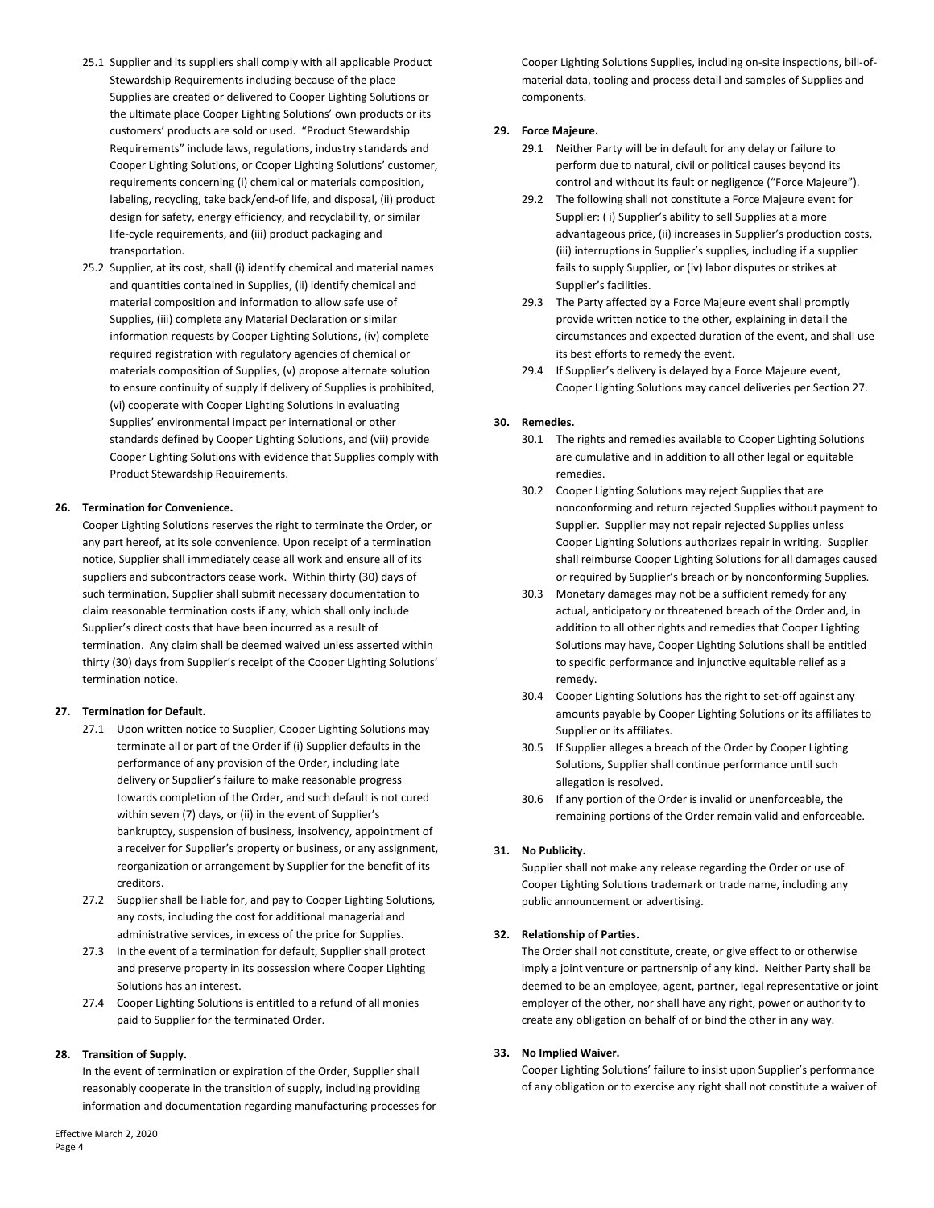25.1 Supplier and its suppliers shall comply with all applicable Product Stewardship Requirements including because of the place Supplies are created or delivered to Cooper Lighting Solutions or the ultimate place Cooper Lighting Solutions' own products or its customers' products are sold or used. "Product Stewardship Requirements" include laws, regulations, industry standards and Cooper Lighting Solutions, or Cooper Lighting Solutions' customer, requirements concerning (i) chemical or materials composition, labeling, recycling, take back/end-of life, and disposal, (ii) product design for safety, energy efficiency, and recyclability, or similar life-cycle requirements, and (iii) product packaging and transportation.

25.2 Supplier, at its cost, shall (i) identify chemical and material names and quantities contained in Supplies, (ii) identify chemical and material composition and information to allow safe use of Supplies, (iii) complete any Material Declaration or similar information requests by Cooper Lighting Solutions, (iv) complete required registration with regulatory agencies of chemical or materials composition of Supplies, (v) propose alternate solution to ensure continuity of supply if delivery of Supplies is prohibited, (vi) cooperate with Cooper Lighting Solutions in evaluating Supplies' environmental impact per international or other standards defined by Cooper Lighting Solutions, and (vii) provide Cooper Lighting Solutions with evidence that Supplies comply with Product Stewardship Requirements.

**26. Termination for Convenience.**

Cooper Lighting Solutions reserves the right to terminate the Order, or any part hereof, at its sole convenience. Upon receipt of a termination notice, Supplier shall immediately cease all work and ensure all of its suppliers and subcontractors cease work. Within thirty (30) days of such termination, Supplier shall submit necessary documentation to claim reasonable termination costs if any, which shall only include Supplier's direct costs that have been incurred as a result of termination. Any claim shall be deemed waived unless asserted within thirty (30) days from Supplier's receipt of the Cooper Lighting Solutions' termination notice.

**27. Termination for Default.**

27.1 Upon written notice to Supplier, Cooper Lighting Solutions may terminate all or part of the Order if (i) Supplier defaults in the performance of any provision of the Order, including late delivery or Supplier's failure to make reasonable progress towards completion of the Order, and such default is not cured within seven (7) days, or (ii) in the event of Supplier's bankruptcy, suspension of business, insolvency, appointment of a receiver for Supplier's property or business, or any assignment, reorganization or arrangement by Supplier for the benefit of its creditors.

27.2 Supplier shall be liable for, and pay to Cooper Lighting Solutions, any costs, including the cost for additional managerial and administrative services, in excess of the price for Supplies.

27.3 In the event of a termination for default, Supplier shall protect and preserve property in its possession where Cooper Lighting Solutions has an interest.

27.4 Cooper Lighting Solutions is entitled to a refund of all monies paid to Supplier for the terminated Order.

**28. Transition of Supply.**

In the event of termination or expiration of the Order, Supplier shall reasonably cooperate in the transition of supply, including providing information and documentation regarding manufacturing processes for Cooper Lighting Solutions Supplies, including on-site inspections, bill-of-material data, tooling and process detail and samples of Supplies and components.

**29. Force Majeure.**

29.1 Neither Party will be in default for any delay or failure to perform due to natural, civil or political causes beyond its control and without its fault or negligence ("Force Majeure").

29.2 The following shall not constitute a Force Majeure event for Supplier: ( i) Supplier's ability to sell Supplies at a more advantageous price, (ii) increases in Supplier's production costs, (iii) interruptions in Supplier's supplies, including if a supplier fails to supply Supplier, or (iv) labor disputes or strikes at Supplier's facilities.

29.3 The Party affected by a Force Majeure event shall promptly provide written notice to the other, explaining in detail the circumstances and expected duration of the event, and shall use its best efforts to remedy the event.

29.4 If Supplier's delivery is delayed by a Force Majeure event, Cooper Lighting Solutions may cancel deliveries per Section 27.

**30. Remedies.**

30.1 The rights and remedies available to Cooper Lighting Solutions are cumulative and in addition to all other legal or equitable remedies.

30.2 Cooper Lighting Solutions may reject Supplies that are nonconforming and return rejected Supplies without payment to Supplier. Supplier may not repair rejected Supplies unless Cooper Lighting Solutions authorizes repair in writing. Supplier shall reimburse Cooper Lighting Solutions for all damages caused or required by Supplier's breach or by nonconforming Supplies.

30.3 Monetary damages may not be a sufficient remedy for any actual, anticipatory or threatened breach of the Order and, in addition to all other rights and remedies that Cooper Lighting Solutions may have, Cooper Lighting Solutions shall be entitled to specific performance and injunctive equitable relief as a remedy.

30.4 Cooper Lighting Solutions has the right to set-off against any amounts payable by Cooper Lighting Solutions or its affiliates to Supplier or its affiliates.

30.5 If Supplier alleges a breach of the Order by Cooper Lighting Solutions, Supplier shall continue performance until such allegation is resolved.

30.6 If any portion of the Order is invalid or unenforceable, the remaining portions of the Order remain valid and enforceable.

**31. No Publicity.**

Supplier shall not make any release regarding the Order or use of Cooper Lighting Solutions trademark or trade name, including any public announcement or advertising.

**32. Relationship of Parties.**

The Order shall not constitute, create, or give effect to or otherwise imply a joint venture or partnership of any kind. Neither Party shall be deemed to be an employee, agent, partner, legal representative or joint employer of the other, nor shall have any right, power or authority to create any obligation on behalf of or bind the other in any way.

**33. No Implied Waiver.**

Cooper Lighting Solutions' failure to insist upon Supplier's performance of any obligation or to exercise any right shall not constitute a waiver of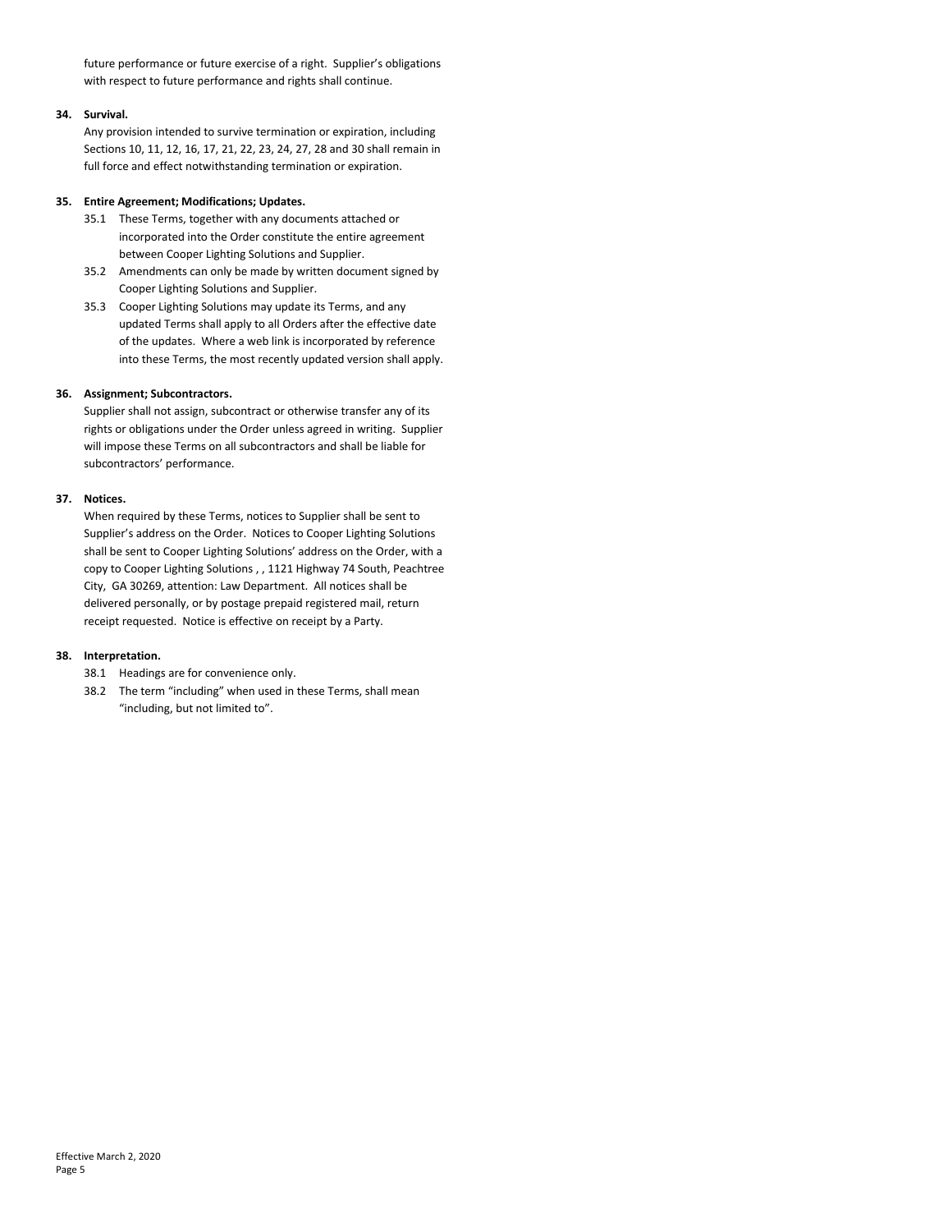future performance or future exercise of a right. Supplier's obligations with respect to future performance and rights shall continue.

**34. Survival.**

Any provision intended to survive termination or expiration, including Sections 10, 11, 12, 16, 17, 21, 22, 23, 24, 27, 28 and 30 shall remain in full force and effect notwithstanding termination or expiration.

**35. Entire Agreement; Modifications; Updates.**

35.1 These Terms, together with any documents attached or incorporated into the Order constitute the entire agreement between Cooper Lighting Solutions and Supplier.

35.2 Amendments can only be made by written document signed by Cooper Lighting Solutions and Supplier.

35.3 Cooper Lighting Solutions may update its Terms, and any updated Terms shall apply to all Orders after the effective date of the updates. Where a web link is incorporated by reference into these Terms, the most recently updated version shall apply.

**36. Assignment; Subcontractors.**

Supplier shall not assign, subcontract or otherwise transfer any of its rights or obligations under the Order unless agreed in writing. Supplier will impose these Terms on all subcontractors and shall be liable for subcontractors' performance.

**37. Notices.**

When required by these Terms, notices to Supplier shall be sent to Supplier's address on the Order. Notices to Cooper Lighting Solutions shall be sent to Cooper Lighting Solutions' address on the Order, with a copy to Cooper Lighting Solutions , , 1121 Highway 74 South, Peachtree City, GA 30269, attention: Law Department. All notices shall be delivered personally, or by postage prepaid registered mail, return receipt requested. Notice is effective on receipt by a Party.

**38. Interpretation.**

38.1 Headings are for convenience only.

38.2 The term "including" when used in these Terms, shall mean "including, but not limited to".

Effective March 2, 2020